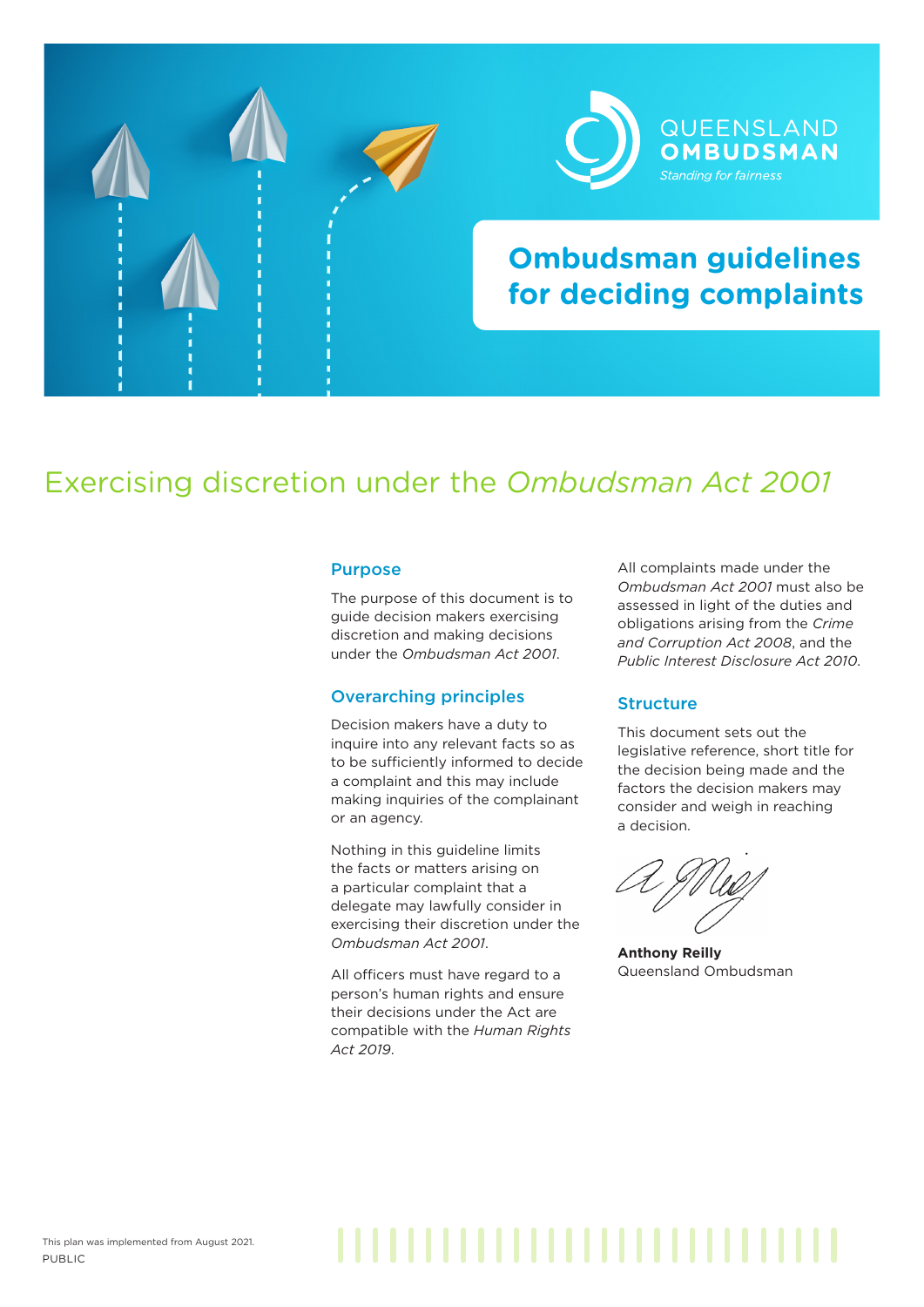QUEENSLAND
**OMBUDSMAN**
*Standing for fairness*

# Ombudsman guidelines for deciding complaints

## Exercising discretion under the *Ombudsman Act 2001*

### Purpose

The purpose of this document is to guide decision makers exercising discretion and making decisions under the *Ombudsman Act 2001*.

### Overarching principles

Decision makers have a duty to inquire into any relevant facts so as to be sufficiently informed to decide a complaint and this may include making inquiries of the complainant or an agency.

Nothing in this guideline limits the facts or matters arising on a particular complaint that a delegate may lawfully consider in exercising their discretion under the *Ombudsman Act 2001*.

All officers must have regard to a person's human rights and ensure their decisions under the Act are compatible with the *Human Rights Act 2019*.

All complaints made under the *Ombudsman Act 2001* must also be assessed in light of the duties and obligations arising from the *Crime and Corruption Act 2008*, and the *Public Interest Disclosure Act 2010*.

### Structure

This document sets out the legislative reference, short title for the decision being made and the factors the decision makers may consider and weigh in reaching a decision.

**Anthony Reilly**
Queensland Ombudsman

This plan was implemented from August 2021.
PUBLIC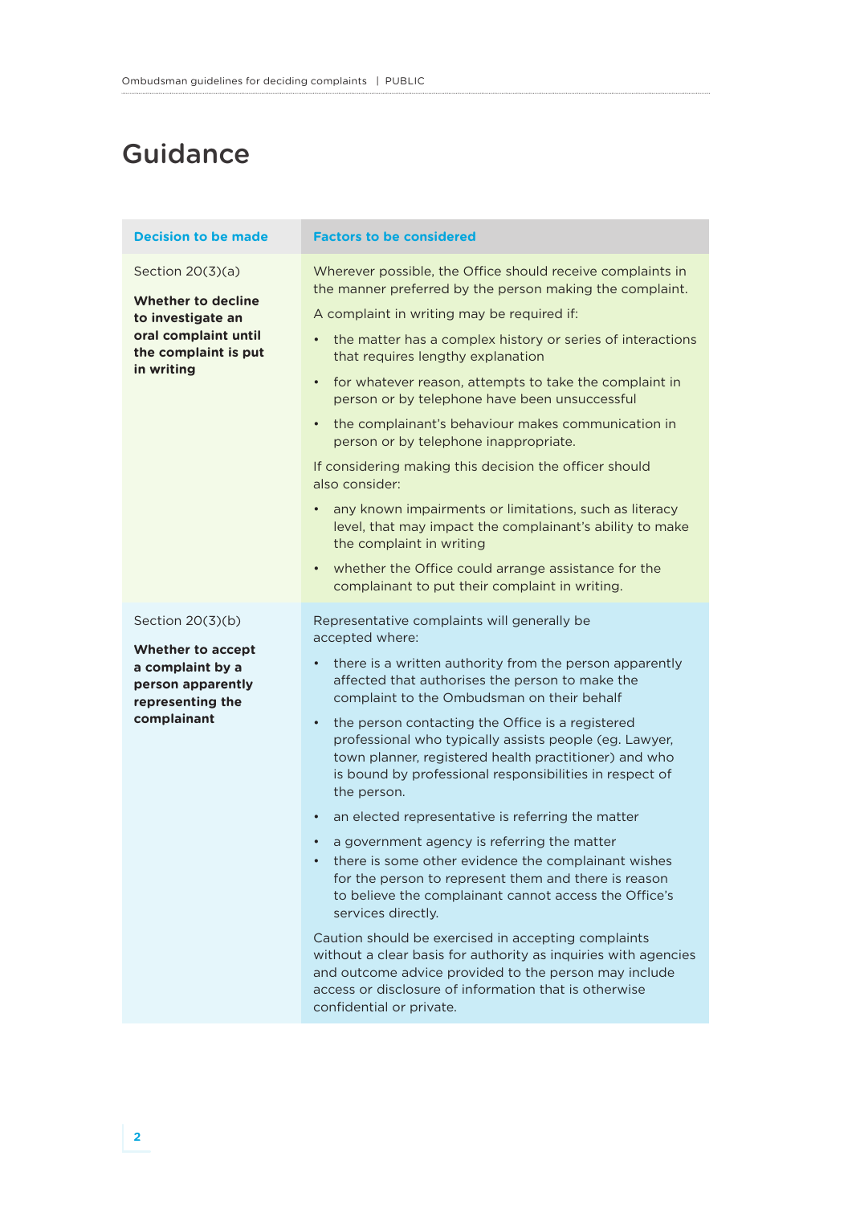# Guidance

| Decision to be made | Factors to be considered |
| --- | --- |
| Section 20(3)(a)<br><br>**Whether to decline to investigate an oral complaint until the complaint is put in writing** | Wherever possible, the Office should receive complaints in the manner preferred by the person making the complaint.<br><br>A complaint in writing may be required if:<br><br>• the matter has a complex history or series of interactions that requires lengthy explanation<br>• for whatever reason, attempts to take the complaint in person or by telephone have been unsuccessful<br>• the complainant's behaviour makes communication in person or by telephone inappropriate.<br><br>If considering making this decision the officer should also consider:<br><br>• any known impairments or limitations, such as literacy level, that may impact the complainant's ability to make the complaint in writing<br>• whether the Office could arrange assistance for the complainant to put their complaint in writing. |
| Section 20(3)(b)<br><br>**Whether to accept a complaint by a person apparently representing the complainant** | Representative complaints will generally be accepted where:<br><br>• there is a written authority from the person apparently affected that authorises the person to make the complaint to the Ombudsman on their behalf<br>• the person contacting the Office is a registered professional who typically assists people (eg. Lawyer, town planner, registered health practitioner) and who is bound by professional responsibilities in respect of the person.<br>• an elected representative is referring the matter<br>• a government agency is referring the matter<br>• there is some other evidence the complainant wishes for the person to represent them and there is reason to believe the complainant cannot access the Office's services directly.<br><br>Caution should be exercised in accepting complaints without a clear basis for authority as inquiries with agencies and outcome advice provided to the person may include access or disclosure of information that is otherwise confidential or private. |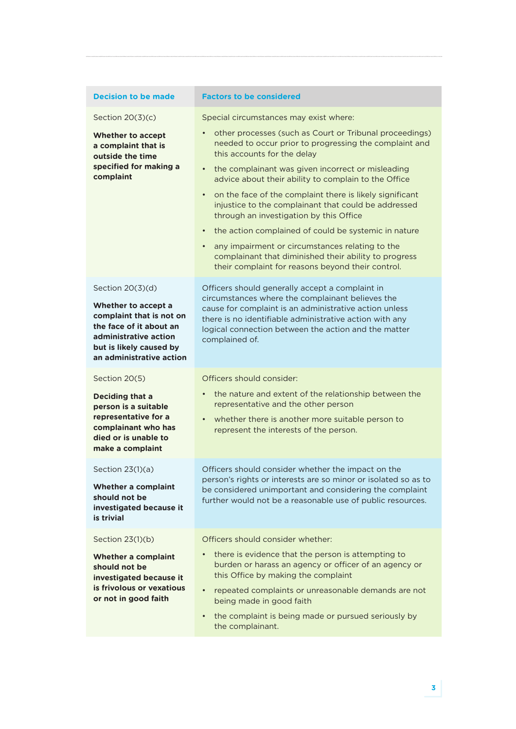| Decision to be made | Factors to be considered |
|---|---|
| Section 20(3)(c)<br><br>**Whether to accept a complaint that is outside the time specified for making a complaint** | Special circumstances may exist where:<br>• other processes (such as Court or Tribunal proceedings) needed to occur prior to progressing the complaint and this accounts for the delay<br>• the complainant was given incorrect or misleading advice about their ability to complain to the Office<br>• on the face of the complaint there is likely significant injustice to the complainant that could be addressed through an investigation by this Office<br>• the action complained of could be systemic in nature<br>• any impairment or circumstances relating to the complainant that diminished their ability to progress their complaint for reasons beyond their control. |
| Section 20(3)(d)<br><br>**Whether to accept a complaint that is not on the face of it about an administrative action but is likely caused by an administrative action** | Officers should generally accept a complaint in circumstances where the complainant believes the cause for complaint is an administrative action unless there is no identifiable administrative action with any logical connection between the action and the matter complained of. |
| Section 20(5)<br><br>**Deciding that a person is a suitable representative for a complainant who has died or is unable to make a complaint** | Officers should consider:<br>• the nature and extent of the relationship between the representative and the other person<br>• whether there is another more suitable person to represent the interests of the person. |
| Section 23(1)(a)<br><br>**Whether a complaint should not be investigated because it is trivial** | Officers should consider whether the impact on the person's rights or interests are so minor or isolated so as to be considered unimportant and considering the complaint further would not be a reasonable use of public resources. |
| Section 23(1)(b)<br><br>**Whether a complaint should not be investigated because it is frivolous or vexatious or not in good faith** | Officers should consider whether:<br>• there is evidence that the person is attempting to burden or harass an agency or officer of an agency or this Office by making the complaint<br>• repeated complaints or unreasonable demands are not being made in good faith<br>• the complaint is being made or pursued seriously by the complainant. |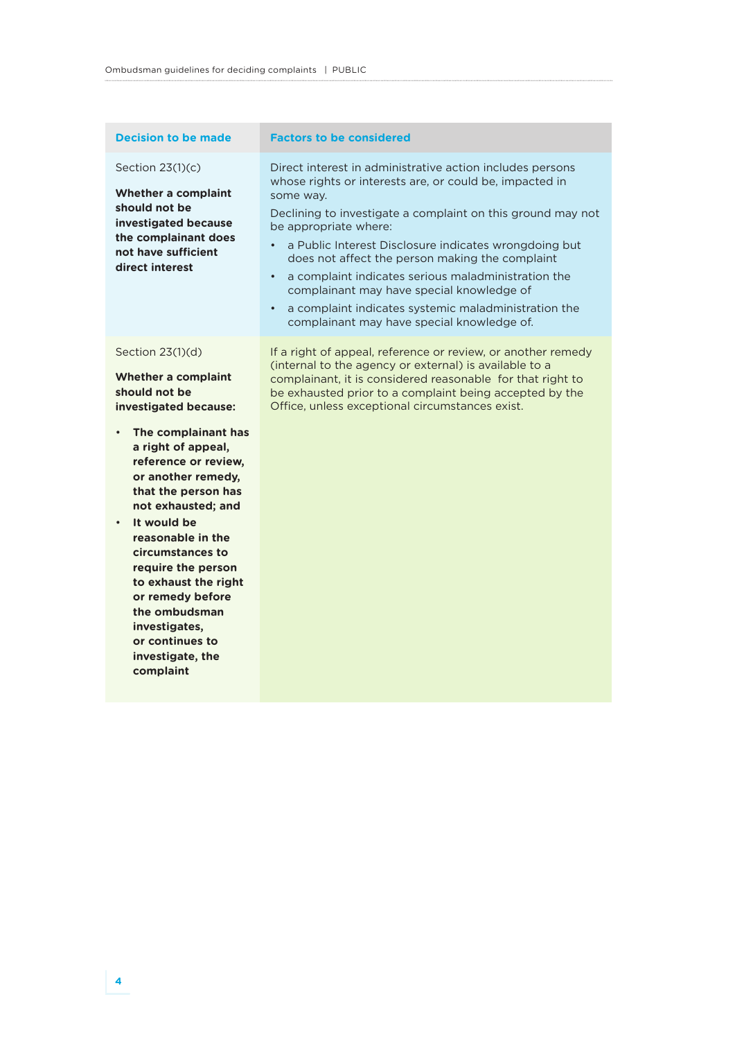| Decision to be made | Factors to be considered |
|---|---|
| Section 23(1)(c)<br><br>**Whether a complaint should not be investigated because the complainant does not have sufficient direct interest** | Direct interest in administrative action includes persons whose rights or interests are, or could be, impacted in some way.<br><br>Declining to investigate a complaint on this ground may not be appropriate where:<br>• a Public Interest Disclosure indicates wrongdoing but does not affect the person making the complaint<br>• a complaint indicates serious maladministration the complainant may have special knowledge of<br>• a complaint indicates systemic maladministration the complainant may have special knowledge of. |
| Section 23(1)(d)<br><br>**Whether a complaint should not be investigated because:**<br>• **The complainant has a right of appeal, reference or review, or another remedy, that the person has not exhausted; and**<br>• **It would be reasonable in the circumstances to require the person to exhaust the right or remedy before the ombudsman investigates, or continues to investigate, the complaint** | If a right of appeal, reference or review, or another remedy (internal to the agency or external) is available to a complainant, it is considered reasonable for that right to be exhausted prior to a complaint being accepted by the Office, unless exceptional circumstances exist. |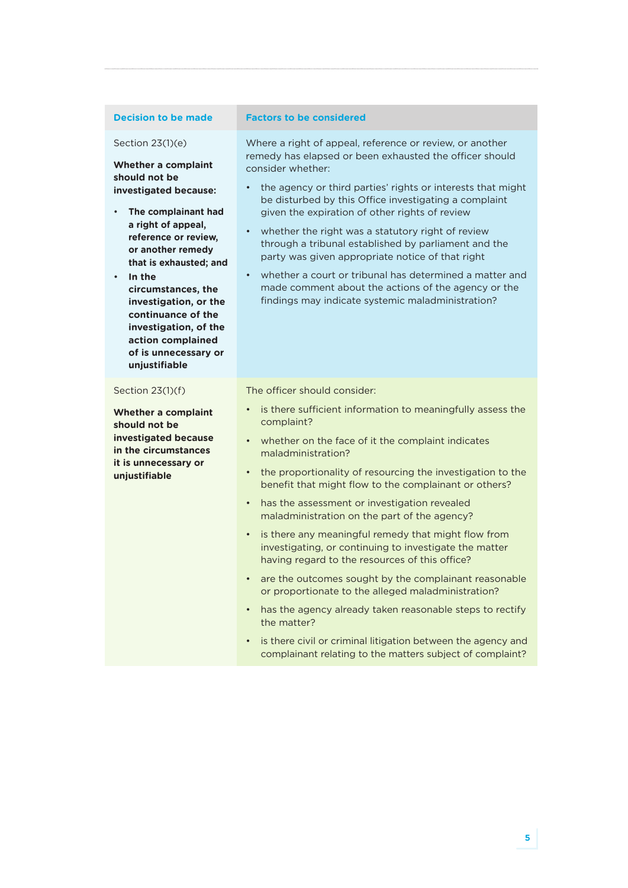| Decision to be made | Factors to be considered |
|---|---|
| Section 23(1)(e)<br><br>**Whether a complaint should not be investigated because:**<br>• **The complainant had a right of appeal, reference or review, or another remedy that is exhausted; and**<br>• **In the circumstances, the investigation, or the continuance of the investigation, of the action complained of is unnecessary or unjustifiable** | Where a right of appeal, reference or review, or another remedy has elapsed or been exhausted the officer should consider whether:<br>• the agency or third parties' rights or interests that might be disturbed by this Office investigating a complaint given the expiration of other rights of review<br>• whether the right was a statutory right of review through a tribunal established by parliament and the party was given appropriate notice of that right<br>• whether a court or tribunal has determined a matter and made comment about the actions of the agency or the findings may indicate systemic maladministration? |
| Section 23(1)(f)<br><br>**Whether a complaint should not be investigated because in the circumstances it is unnecessary or unjustifiable** | The officer should consider:<br>• is there sufficient information to meaningfully assess the complaint?<br>• whether on the face of it the complaint indicates maladministration?<br>• the proportionality of resourcing the investigation to the benefit that might flow to the complainant or others?<br>• has the assessment or investigation revealed maladministration on the part of the agency?<br>• is there any meaningful remedy that might flow from investigating, or continuing to investigate the matter having regard to the resources of this office?<br>• are the outcomes sought by the complainant reasonable or proportionate to the alleged maladministration?<br>• has the agency already taken reasonable steps to rectify the matter?<br>• is there civil or criminal litigation between the agency and complainant relating to the matters subject of complaint? |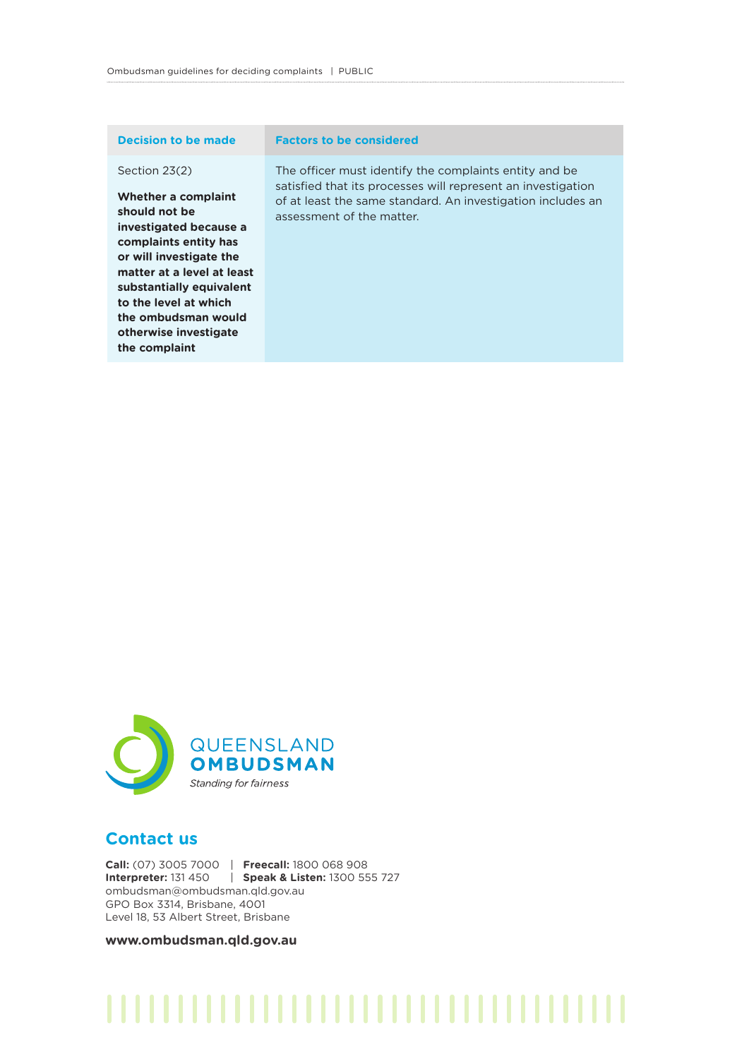| Decision to be made | Factors to be considered |
|---|---|
| Section 23(2)<br><br>**Whether a complaint should not be investigated because a complaints entity has or will investigate the matter at a level at least substantially equivalent to the level at which the ombudsman would otherwise investigate the complaint** | The officer must identify the complaints entity and be satisfied that its processes will represent an investigation of at least the same standard. An investigation includes an assessment of the matter. |

QUEENSLAND
**OMBUDSMAN**
*Standing for fairness*

## Contact us

**Call:** (07) 3005 7000 | **Freecall:** 1800 068 908
**Interpreter:** 131 450 | **Speak & Listen:** 1300 555 727
ombudsman@ombudsman.qld.gov.au
GPO Box 3314, Brisbane, 4001
Level 18, 53 Albert Street, Brisbane

**www.ombudsman.qld.gov.au**